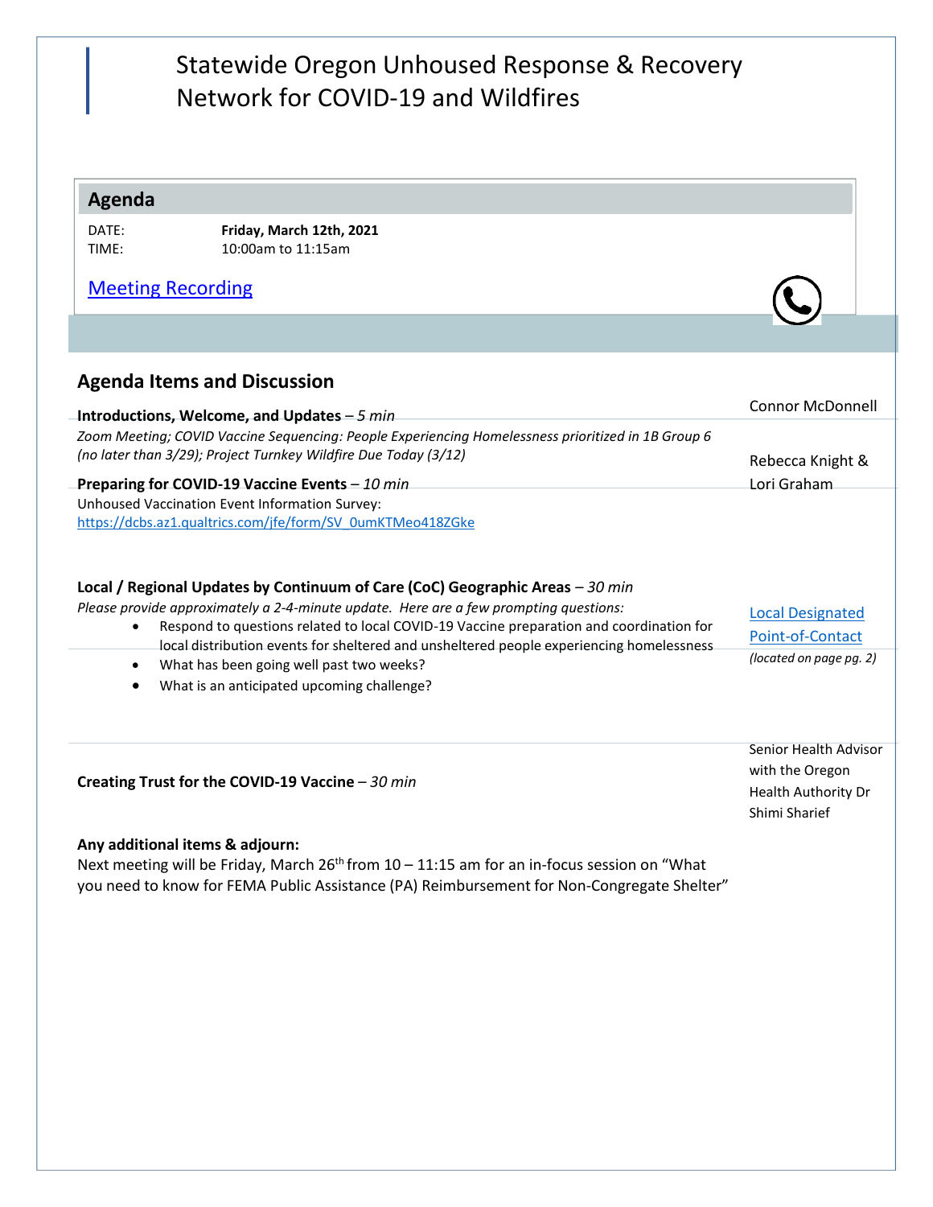# Statewide Oregon Unhoused Response & Recovery Network for COVID-19 and Wildfires

## Agenda

DATE: **Friday, March 12th, 2021**
TIME: 10:00am to 11:15am

[Meeting Recording]

## Agenda Items and Discussion

**Introductions, Welcome, and Updates** – *5 min* — Connor McDonnell

*Zoom Meeting; COVID Vaccine Sequencing: People Experiencing Homelessness prioritized in 1B Group 6 (no later than 3/29); Project Turnkey Wildfire Due Today (3/12)*

**Preparing for COVID-19 Vaccine Events** – *10 min* — Rebecca Knight & Lori Graham

Unhoused Vaccination Event Information Survey:
https://dcbs.az1.qualtrics.com/jfe/form/SV_0umKTMeo418ZGke

**Local / Regional Updates by Continuum of Care (CoC) Geographic Areas** – *30 min* — Local Designated Point-of-Contact *(located on page pg. 2)*

*Please provide approximately a 2-4-minute update. Here are a few prompting questions:*

- Respond to questions related to local COVID-19 Vaccine preparation and coordination for local distribution events for sheltered and unsheltered people experiencing homelessness
- What has been going well past two weeks?
- What is an anticipated upcoming challenge?

**Creating Trust for the COVID-19 Vaccine** – *30 min* — Senior Health Advisor with the Oregon Health Authority Dr Shimi Sharief

**Any additional items & adjourn:**
Next meeting will be Friday, March 26th from 10 – 11:15 am for an in-focus session on "What you need to know for FEMA Public Assistance (PA) Reimbursement for Non-Congregate Shelter"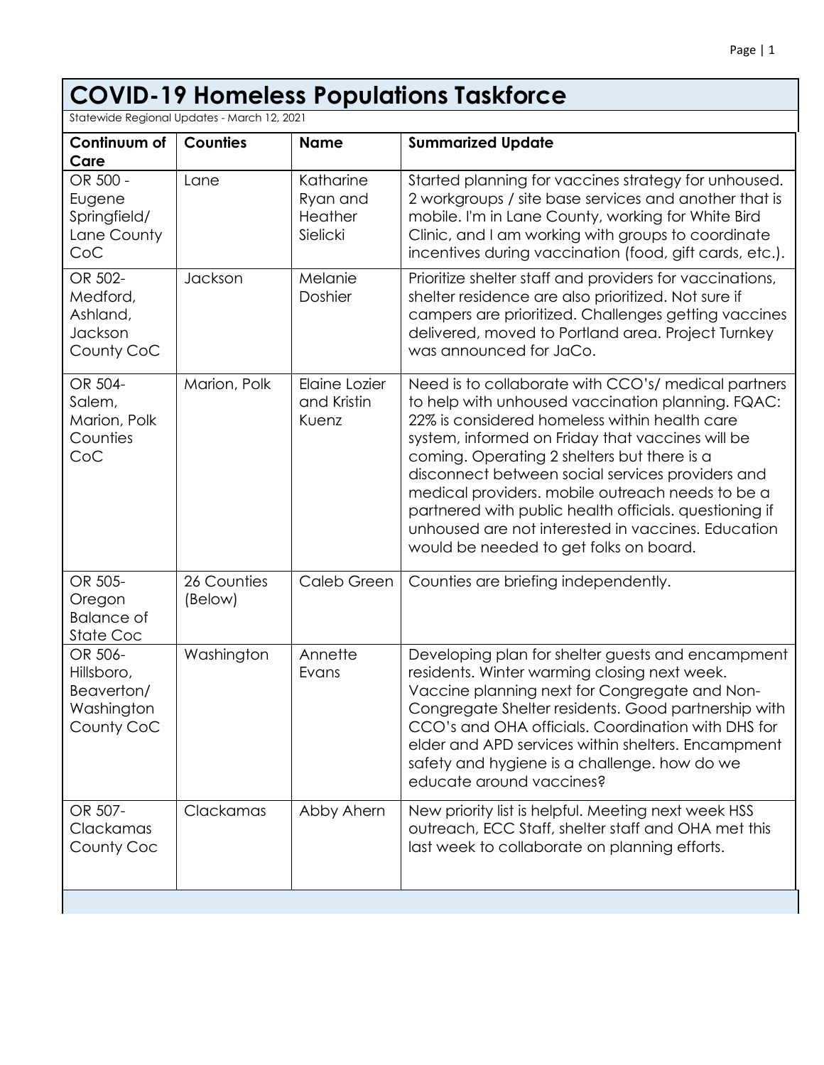# COVID-19 Homeless Populations Taskforce

Statewide Regional Updates - March 12, 2021

| Continuum of Care | Counties | Name | Summarized Update |
|---|---|---|---|
| OR 500 - Eugene Springfield/ Lane County CoC | Lane | Katharine Ryan and Heather Sielicki | Started planning for vaccines strategy for unhoused. 2 workgroups / site base services and another that is mobile. I'm in Lane County, working for White Bird Clinic, and I am working with groups to coordinate incentives during vaccination (food, gift cards, etc.). |
| OR 502- Medford, Ashland, Jackson County CoC | Jackson | Melanie Doshier | Prioritize shelter staff and providers for vaccinations, shelter residence are also prioritized. Not sure if campers are prioritized. Challenges getting vaccines delivered, moved to Portland area. Project Turnkey was announced for JaCo. |
| OR 504- Salem, Marion, Polk Counties CoC | Marion, Polk | Elaine Lozier and Kristin Kuenz | Need is to collaborate with CCO's/ medical partners to help with unhoused vaccination planning. FQAC: 22% is considered homeless within health care system, informed on Friday that vaccines will be coming. Operating 2 shelters but there is a disconnect between social services providers and medical providers. mobile outreach needs to be a partnered with public health officials. questioning if unhoused are not interested in vaccines. Education would be needed to get folks on board. |
| OR 505- Oregon Balance of State Coc | 26 Counties (Below) | Caleb Green | Counties are briefing independently. |
| OR 506- Hillsboro, Beaverton/ Washington County CoC | Washington | Annette Evans | Developing plan for shelter guests and encampment residents. Winter warming closing next week. Vaccine planning next for Congregate and Non-Congregate Shelter residents. Good partnership with CCO's and OHA officials. Coordination with DHS for elder and APD services within shelters. Encampment safety and hygiene is a challenge. how do we educate around vaccines? |
| OR 507- Clackamas County Coc | Clackamas | Abby Ahern | New priority list is helpful. Meeting next week HSS outreach, ECC Staff, shelter staff and OHA met this last week to collaborate on planning efforts. |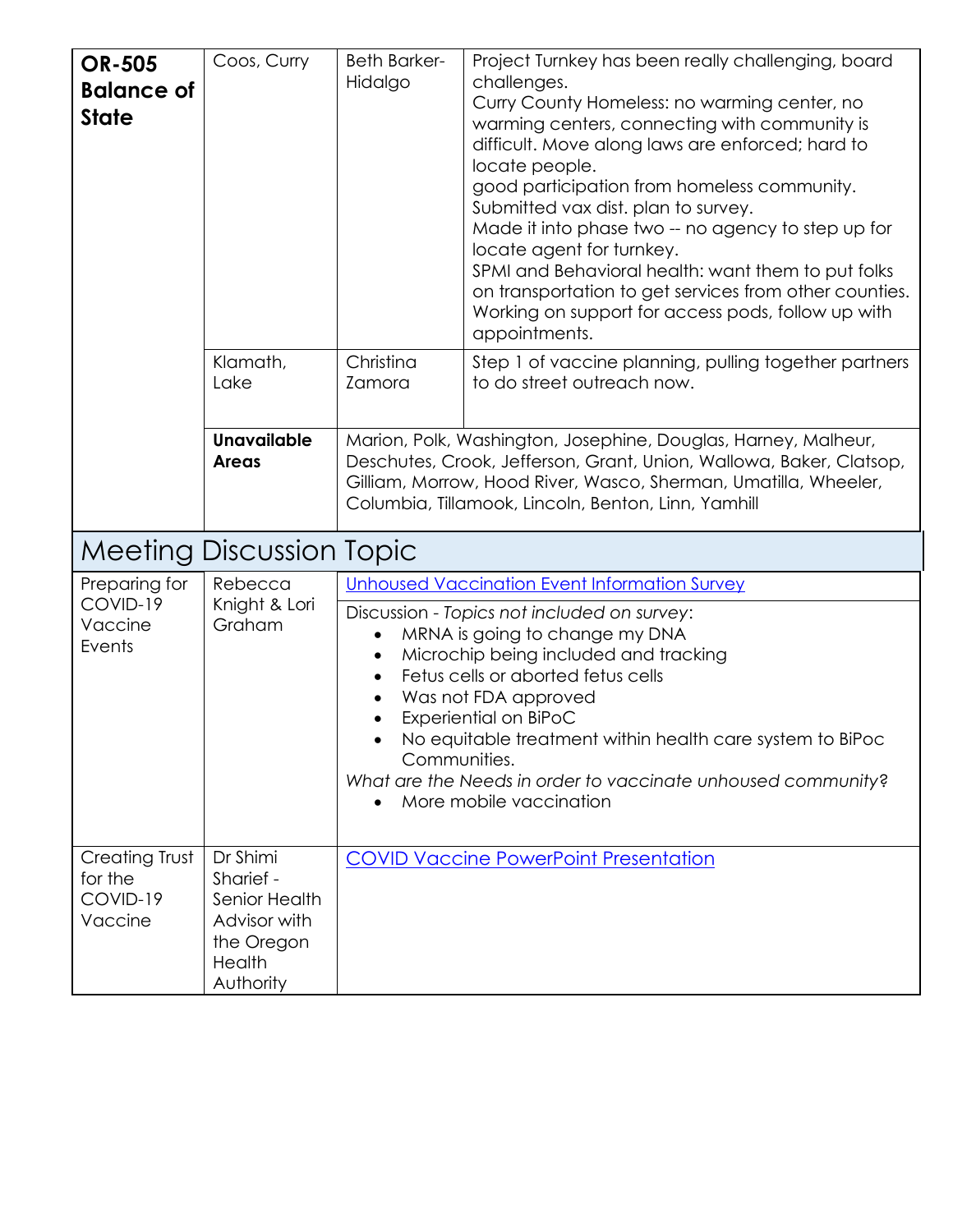| | | | |
|---|---|---|---|
| **OR-505 Balance of State** | Coos, Curry | Beth Barker-Hidalgo | Project Turnkey has been really challenging, board challenges.<br>Curry County Homeless: no warming center, no warming centers, connecting with community is difficult. Move along laws are enforced; hard to locate people.<br>good participation from homeless community.<br>Submitted vax dist. plan to survey.<br>Made it into phase two -- no agency to step up for locate agent for turnkey.<br>SPMI and Behavioral health: want them to put folks on transportation to get services from other counties.<br>Working on support for access pods, follow up with appointments. |
| | Klamath, Lake | Christina Zamora | Step 1 of vaccine planning, pulling together partners to do street outreach now. |
| | **Unavailable Areas** | Marion, Polk, Washington, Josephine, Douglas, Harney, Malheur, Deschutes, Crook, Jefferson, Grant, Union, Wallowa, Baker, Clatsop, Gilliam, Morrow, Hood River, Wasco, Sherman, Umatilla, Wheeler, Columbia, Tillamook, Lincoln, Benton, Linn, Yamhill | |

## Meeting Discussion Topic

| | | |
|---|---|---|
| Preparing for COVID-19 Vaccine Events | Rebecca Knight & Lori Graham | [Unhoused Vaccination Event Information Survey]<br><br>Discussion - *Topics not included on survey*:<br>• MRNA is going to change my DNA<br>• Microchip being included and tracking<br>• Fetus cells or aborted fetus cells<br>• Was not FDA approved<br>• Experiential on BiPoC<br>• No equitable treatment within health care system to BiPoc Communities.<br>*What are the Needs in order to vaccinate unhoused community*?<br>• More mobile vaccination |
| Creating Trust for the COVID-19 Vaccine | Dr Shimi Sharief - Senior Health Advisor with the Oregon Health Authority | [COVID Vaccine PowerPoint Presentation] |